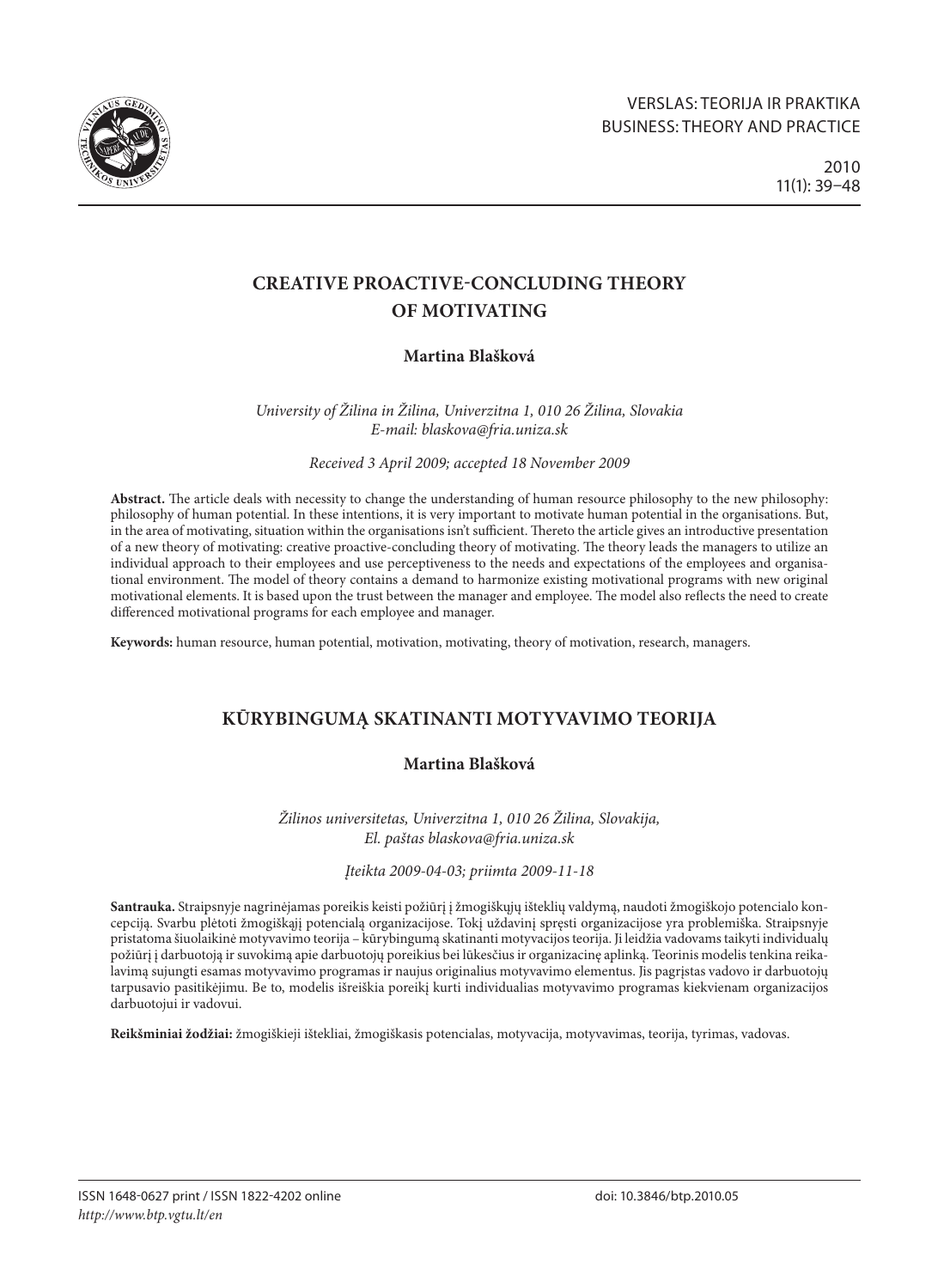# CREATIVE PROACTIVE-CONCLUDING THEORY OF MOTIVATING

**Martina Blašková**

*University of Žilina in Žilina, Univerzitna 1, 010 26 Žilina, Slovakia*
*E-mail: blaskova@fria.uniza.sk*

*Received 3 April 2009; accepted 18 November 2009*

**Abstract.** The article deals with necessity to change the understanding of human resource philosophy to the new philosophy: philosophy of human potential. In these intentions, it is very important to motivate human potential in the organisations. But, in the area of motivating, situation within the organisations isn't sufficient. Thereto the article gives an introductive presentation of a new theory of motivating: creative proactive-concluding theory of motivating. The theory leads the managers to utilize an individual approach to their employees and use perceptiveness to the needs and expectations of the employees and organisational environment. The model of theory contains a demand to harmonize existing motivational programs with new original motivational elements. It is based upon the trust between the manager and employee. The model also reflects the need to create differenced motivational programs for each employee and manager.

**Keywords:** human resource, human potential, motivation, motivating, theory of motivation, research, managers.

# KŪRYBINGUMĄ SKATINANTI MOTYVAVIMO TEORIJA

**Martina Blašková**

*Žilinos universitetas, Univerzitna 1, 010 26 Žilina, Slovakija,*
*El. paštas blaskova@fria.uniza.sk*

*Įteikta 2009-04-03; priimta 2009-11-18*

**Santrauka.** Straipsnyje nagrinėjamas poreikis keisti požiūrį į žmogiškųjų išteklių valdymą, naudoti žmogiškojo potencialo koncepciją. Svarbu plėtoti žmogiškąjį potencialą organizacijose. Tokį uždavinį spręsti organizacijose yra problemiška. Straipsnyje pristatoma šiuolaikinė motyvavimo teorija – kūrybingumą skatinanti motyvacijos teorija. Ji leidžia vadovams taikyti individualų požiūrį į darbuotoją ir suvokimą apie darbuotojų poreikius bei lūkesčius ir organizacinę aplinką. Teorinis modelis tenkina reikalavimą sujungti esamas motyvavimo programas ir naujus originalius motyvavimo elementus. Jis pagrįstas vadovo ir darbuotojų tarpusavio pasitikėjimu. Be to, modelis išreiškia poreikį kurti individualias motyvavimo programas kiekvienam organizacijos darbuotojui ir vadovui.

**Reikšminiai žodžiai:** žmogiškieji ištekliai, žmogiškasis potencialas, motyvacija, motyvavimas, teorija, tyrimas, vadovas.

ISSN 1648-0627 print / ISSN 1822-4202 online
*http://www.btp.vgtu.lt/en*

doi: 10.3846/btp.2010.05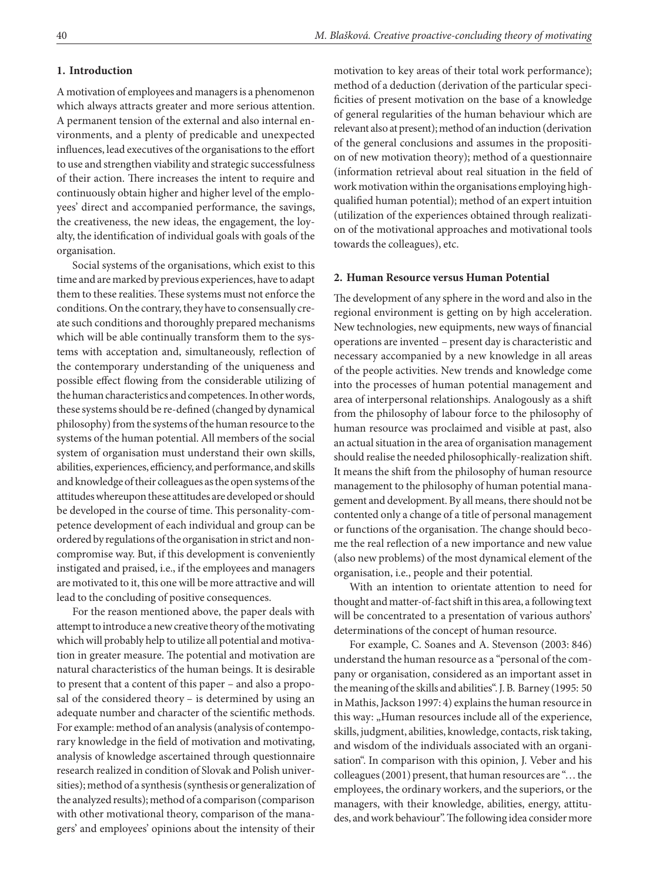## 1. Introduction

A motivation of employees and managers is a phenomenon which always attracts greater and more serious attention. A permanent tension of the external and also internal environments, and a plenty of predicable and unexpected influences, lead executives of the organisations to the effort to use and strengthen viability and strategic successfulness of their action. There increases the intent to require and continuously obtain higher and higher level of the employees' direct and accompanied performance, the savings, the creativeness, the new ideas, the engagement, the loyalty, the identification of individual goals with goals of the organisation.

Social systems of the organisations, which exist to this time and are marked by previous experiences, have to adapt them to these realities. These systems must not enforce the conditions. On the contrary, they have to consensually create such conditions and thoroughly prepared mechanisms which will be able continually transform them to the systems with acceptation and, simultaneously, reflection of the contemporary understanding of the uniqueness and possible effect flowing from the considerable utilizing of the human characteristics and competences. In other words, these systems should be re-defined (changed by dynamical philosophy) from the systems of the human resource to the systems of the human potential. All members of the social system of organisation must understand their own skills, abilities, experiences, efficiency, and performance, and skills and knowledge of their colleagues as the open systems of the attitudes whereupon these attitudes are developed or should be developed in the course of time. This personality-competence development of each individual and group can be ordered by regulations of the organisation in strict and non-compromise way. But, if this development is conveniently instigated and praised, i.e., if the employees and managers are motivated to it, this one will be more attractive and will lead to the concluding of positive consequences.

For the reason mentioned above, the paper deals with attempt to introduce a new creative theory of the motivating which will probably help to utilize all potential and motivation in greater measure. The potential and motivation are natural characteristics of the human beings. It is desirable to present that a content of this paper – and also a proposal of the considered theory – is determined by using an adequate number and character of the scientific methods. For example: method of an analysis (analysis of contemporary knowledge in the field of motivation and motivating, analysis of knowledge ascertained through questionnaire research realized in condition of Slovak and Polish universities); method of a synthesis (synthesis or generalization of the analyzed results); method of a comparison (comparison with other motivational theory, comparison of the managers' and employees' opinions about the intensity of their motivation to key areas of their total work performance); method of a deduction (derivation of the particular specificities of present motivation on the base of a knowledge of general regularities of the human behaviour which are relevant also at present); method of an induction (derivation of the general conclusions and assumes in the proposition of new motivation theory); method of a questionnaire (information retrieval about real situation in the field of work motivation within the organisations employing high-qualified human potential); method of an expert intuition (utilization of the experiences obtained through realization of the motivational approaches and motivational tools towards the colleagues), etc.

## 2. Human Resource versus Human Potential

The development of any sphere in the word and also in the regional environment is getting on by high acceleration. New technologies, new equipments, new ways of financial operations are invented – present day is characteristic and necessary accompanied by a new knowledge in all areas of the people activities. New trends and knowledge come into the processes of human potential management and area of interpersonal relationships. Analogously as a shift from the philosophy of labour force to the philosophy of human resource was proclaimed and visible at past, also an actual situation in the area of organisation management should realise the needed philosophically-realization shift. It means the shift from the philosophy of human resource management to the philosophy of human potential management and development. By all means, there should not be contented only a change of a title of personal management or functions of the organisation. The change should become the real reflection of a new importance and new value (also new problems) of the most dynamical element of the organisation, i.e., people and their potential.

With an intention to orientate attention to need for thought and matter-of-fact shift in this area, a following text will be concentrated to a presentation of various authors' determinations of the concept of human resource.

For example, C. Soanes and A. Stevenson (2003: 846) understand the human resource as a "personal of the company or organisation, considered as an important asset in the meaning of the skills and abilities". J. B. Barney (1995: 50 in Mathis, Jackson 1997: 4) explains the human resource in this way: „Human resources include all of the experience, skills, judgment, abilities, knowledge, contacts, risk taking, and wisdom of the individuals associated with an organisation". In comparison with this opinion, J. Veber and his colleagues (2001) present, that human resources are "… the employees, the ordinary workers, and the superiors, or the managers, with their knowledge, abilities, energy, attitudes, and work behaviour". The following idea consider more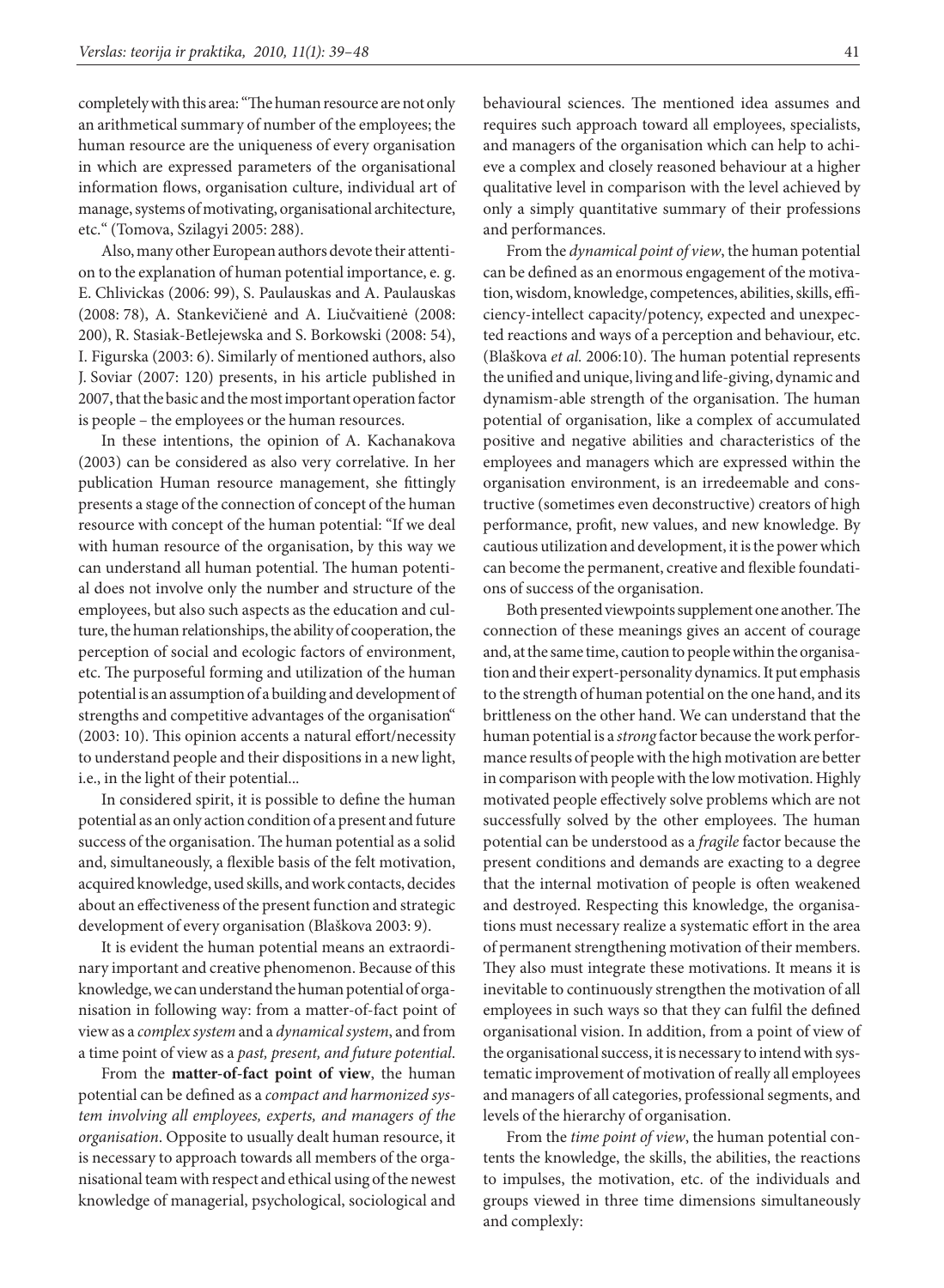completely with this area: "The human resource are not only an arithmetical summary of number of the employees; the human resource are the uniqueness of every organisation in which are expressed parameters of the organisational information flows, organisation culture, individual art of manage, systems of motivating, organisational architecture, etc." (Tomova, Szilagyi 2005: 288).

Also, many other European authors devote their attention to the explanation of human potential importance, e. g. E. Chlivickas (2006: 99), S. Paulauskas and A. Paulauskas (2008: 78), A. Stankevičienė and A. Liučvaitienė (2008: 200), R. Stasiak-Betlejewska and S. Borkowski (2008: 54), I. Figurska (2003: 6). Similarly of mentioned authors, also J. Soviar (2007: 120) presents, in his article published in 2007, that the basic and the most important operation factor is people – the employees or the human resources.

In these intentions, the opinion of A. Kachanakova (2003) can be considered as also very correlative. In her publication Human resource management, she fittingly presents a stage of the connection of concept of the human resource with concept of the human potential: "If we deal with human resource of the organisation, by this way we can understand all human potential. The human potential does not involve only the number and structure of the employees, but also such aspects as the education and culture, the human relationships, the ability of cooperation, the perception of social and ecologic factors of environment, etc. The purposeful forming and utilization of the human potential is an assumption of a building and development of strengths and competitive advantages of the organisation" (2003: 10). This opinion accents a natural effort/necessity to understand people and their dispositions in a new light, i.e., in the light of their potential...

In considered spirit, it is possible to define the human potential as an only action condition of a present and future success of the organisation. The human potential as a solid and, simultaneously, a flexible basis of the felt motivation, acquired knowledge, used skills, and work contacts, decides about an effectiveness of the present function and strategic development of every organisation (Blaškova 2003: 9).

It is evident the human potential means an extraordinary important and creative phenomenon. Because of this knowledge, we can understand the human potential of organisation in following way: from a matter-of-fact point of view as a *complex system* and a *dynamical system*, and from a time point of view as a *past, present, and future potential*.

From the **matter-of-fact point of view**, the human potential can be defined as a *compact and harmonized system involving all employees, experts, and managers of the organisation*. Opposite to usually dealt human resource, it is necessary to approach towards all members of the organisational team with respect and ethical using of the newest knowledge of managerial, psychological, sociological and behavioural sciences. The mentioned idea assumes and requires such approach toward all employees, specialists, and managers of the organisation which can help to achieve a complex and closely reasoned behaviour at a higher qualitative level in comparison with the level achieved by only a simply quantitative summary of their professions and performances.

From the *dynamical point of view*, the human potential can be defined as an enormous engagement of the motivation, wisdom, knowledge, competences, abilities, skills, efficiency-intellect capacity/potency, expected and unexpected reactions and ways of a perception and behaviour, etc. (Blaškova *et al.* 2006:10). The human potential represents the unified and unique, living and life-giving, dynamic and dynamism-able strength of the organisation. The human potential of organisation, like a complex of accumulated positive and negative abilities and characteristics of the employees and managers which are expressed within the organisation environment, is an irredeemable and constructive (sometimes even deconstructive) creators of high performance, profit, new values, and new knowledge. By cautious utilization and development, it is the power which can become the permanent, creative and flexible foundations of success of the organisation.

Both presented viewpoints supplement one another. The connection of these meanings gives an accent of courage and, at the same time, caution to people within the organisation and their expert-personality dynamics. It put emphasis to the strength of human potential on the one hand, and its brittleness on the other hand. We can understand that the human potential is a *strong* factor because the work performance results of people with the high motivation are better in comparison with people with the low motivation. Highly motivated people effectively solve problems which are not successfully solved by the other employees. The human potential can be understood as a *fragile* factor because the present conditions and demands are exacting to a degree that the internal motivation of people is often weakened and destroyed. Respecting this knowledge, the organisations must necessary realize a systematic effort in the area of permanent strengthening motivation of their members. They also must integrate these motivations. It means it is inevitable to continuously strengthen the motivation of all employees in such ways so that they can fulfil the defined organisational vision. In addition, from a point of view of the organisational success, it is necessary to intend with systematic improvement of motivation of really all employees and managers of all categories, professional segments, and levels of the hierarchy of organisation.

From the *time point of view*, the human potential contents the knowledge, the skills, the abilities, the reactions to impulses, the motivation, etc. of the individuals and groups viewed in three time dimensions simultaneously and complexly: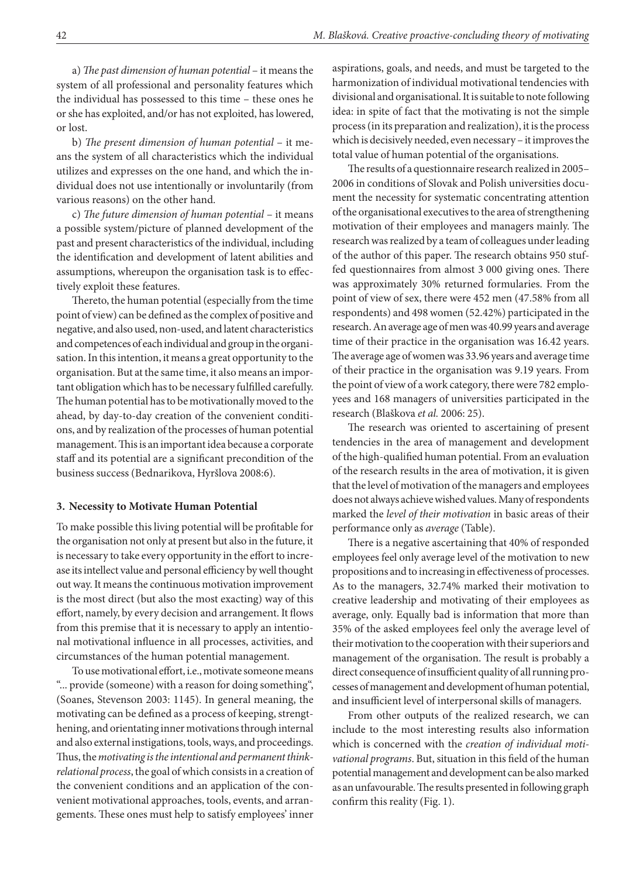a) *The past dimension of human potential* – it means the system of all professional and personality features which the individual has possessed to this time – these ones he or she has exploited, and/or has not exploited, has lowered, or lost.

b) *The present dimension of human potential* – it means the system of all characteristics which the individual utilizes and expresses on the one hand, and which the individual does not use intentionally or involuntarily (from various reasons) on the other hand.

c) *The future dimension of human potential* – it means a possible system/picture of planned development of the past and present characteristics of the individual, including the identification and development of latent abilities and assumptions, whereupon the organisation task is to effectively exploit these features.

Thereto, the human potential (especially from the time point of view) can be defined as the complex of positive and negative, and also used, non-used, and latent characteristics and competences of each individual and group in the organisation. In this intention, it means a great opportunity to the organisation. But at the same time, it also means an important obligation which has to be necessary fulfilled carefully. The human potential has to be motivationally moved to the ahead, by day-to-day creation of the convenient conditions, and by realization of the processes of human potential management. This is an important idea because a corporate staff and its potential are a significant precondition of the business success (Bednarikova, Hyršlova 2008:6).

## 3. Necessity to Motivate Human Potential

To make possible this living potential will be profitable for the organisation not only at present but also in the future, it is necessary to take every opportunity in the effort to increase its intellect value and personal efficiency by well thought out way. It means the continuous motivation improvement is the most direct (but also the most exacting) way of this effort, namely, by every decision and arrangement. It flows from this premise that it is necessary to apply an intentional motivational influence in all processes, activities, and circumstances of the human potential management.

To use motivational effort, i.e., motivate someone means "... provide (someone) with a reason for doing something", (Soanes, Stevenson 2003: 1145). In general meaning, the motivating can be defined as a process of keeping, strengthening, and orientating inner motivations through internal and also external instigations, tools, ways, and proceedings. Thus, the *motivating is the intentional and permanent think-relational process*, the goal of which consists in a creation of the convenient conditions and an application of the convenient motivational approaches, tools, events, and arrangements. These ones must help to satisfy employees' inner aspirations, goals, and needs, and must be targeted to the harmonization of individual motivational tendencies with divisional and organisational. It is suitable to note following idea: in spite of fact that the motivating is not the simple process (in its preparation and realization), it is the process which is decisively needed, even necessary – it improves the total value of human potential of the organisations.

The results of a questionnaire research realized in 2005–2006 in conditions of Slovak and Polish universities document the necessity for systematic concentrating attention of the organisational executives to the area of strengthening motivation of their employees and managers mainly. The research was realized by a team of colleagues under leading of the author of this paper. The research obtains 950 stuffed questionnaires from almost 3 000 giving ones. There was approximately 30% returned formularies. From the point of view of sex, there were 452 men (47.58% from all respondents) and 498 women (52.42%) participated in the research. An average age of men was 40.99 years and average time of their practice in the organisation was 16.42 years. The average age of women was 33.96 years and average time of their practice in the organisation was 9.19 years. From the point of view of a work category, there were 782 employees and 168 managers of universities participated in the research (Blaškova *et al.* 2006: 25).

The research was oriented to ascertaining of present tendencies in the area of management and development of the high-qualified human potential. From an evaluation of the research results in the area of motivation, it is given that the level of motivation of the managers and employees does not always achieve wished values. Many of respondents marked the *level of their motivation* in basic areas of their performance only as *average* (Table).

There is a negative ascertaining that 40% of responded employees feel only average level of the motivation to new propositions and to increasing in effectiveness of processes. As to the managers, 32.74% marked their motivation to creative leadership and motivating of their employees as average, only. Equally bad is information that more than 35% of the asked employees feel only the average level of their motivation to the cooperation with their superiors and management of the organisation. The result is probably a direct consequence of insufficient quality of all running processes of management and development of human potential, and insufficient level of interpersonal skills of managers.

From other outputs of the realized research, we can include to the most interesting results also information which is concerned with the *creation of individual motivational programs*. But, situation in this field of the human potential management and development can be also marked as an unfavourable. The results presented in following graph confirm this reality (Fig. 1).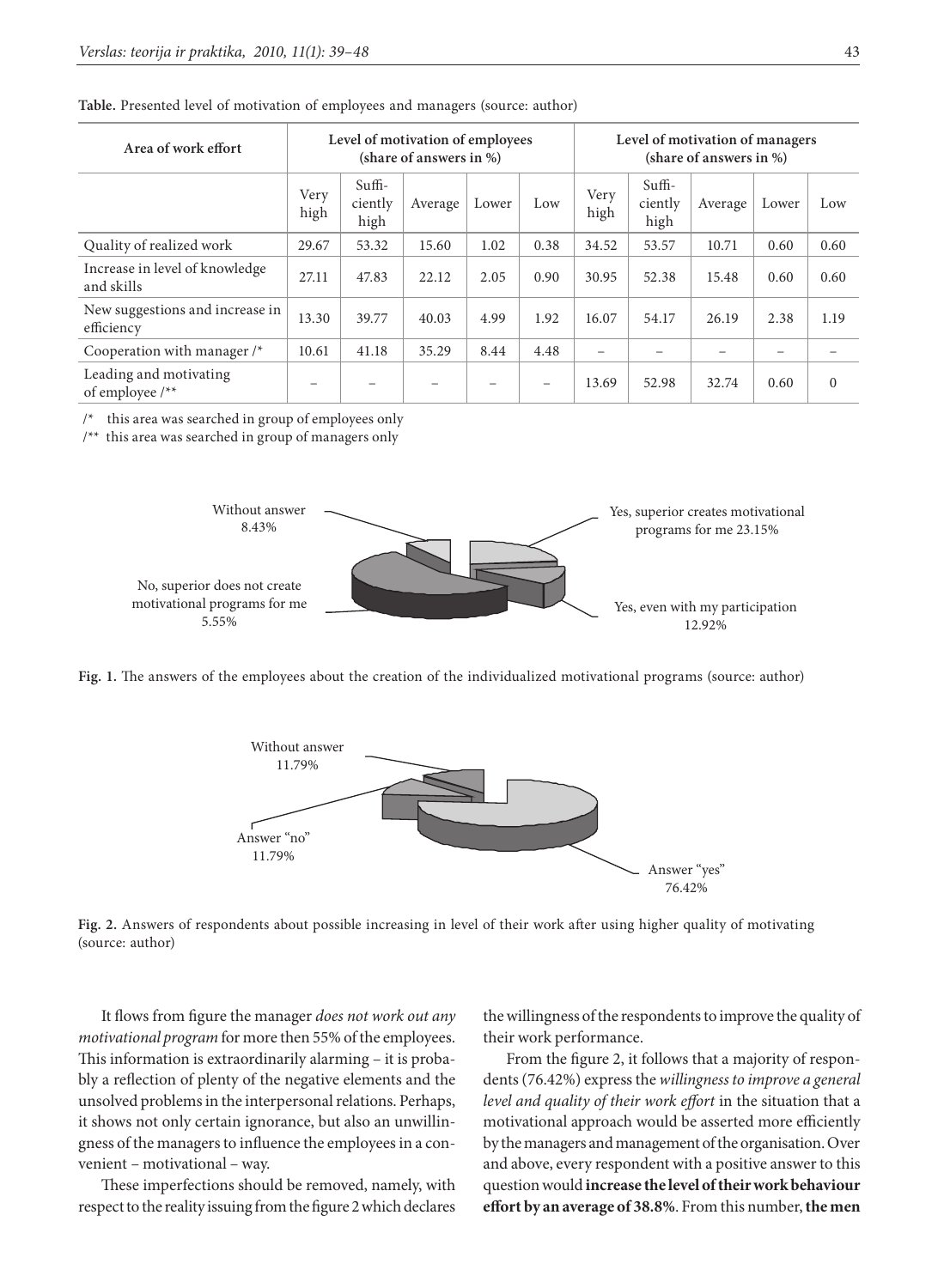**Table.** Presented level of motivation of employees and managers (source: author)

| Area of work effort | Level of motivation of employees (share of answers in %) | | | | | Level of motivation of managers (share of answers in %) | | | | |
|---|---|---|---|---|---|---|---|---|---|---|
| | Very high | Sufficiently high | Average | Lower | Low | Very high | Sufficiently high | Average | Lower | Low |
| Quality of realized work | 29.67 | 53.32 | 15.60 | 1.02 | 0.38 | 34.52 | 53.57 | 10.71 | 0.60 | 0.60 |
| Increase in level of knowledge and skills | 27.11 | 47.83 | 22.12 | 2.05 | 0.90 | 30.95 | 52.38 | 15.48 | 0.60 | 0.60 |
| New suggestions and increase in efficiency | 13.30 | 39.77 | 40.03 | 4.99 | 1.92 | 16.07 | 54.17 | 26.19 | 2.38 | 1.19 |
| Cooperation with manager /* | 10.61 | 41.18 | 35.29 | 8.44 | 4.48 | – | – | – | – | – |
| Leading and motivating of employee /** | – | – | – | – | – | 13.69 | 52.98 | 32.74 | 0.60 | 0 |

/* this area was searched in group of employees only

/** this area was searched in group of managers only

**Fig. 1.** The answers of the employees about the creation of the individualized motivational programs (source: author)

**Fig. 2.** Answers of respondents about possible increasing in level of their work after using higher quality of motivating (source: author)

It flows from figure the manager *does not work out any motivational program* for more then 55% of the employees. This information is extraordinarily alarming – it is probably a reflection of plenty of the negative elements and the unsolved problems in the interpersonal relations. Perhaps, it shows not only certain ignorance, but also an unwillingness of the managers to influence the employees in a convenient – motivational – way.

These imperfections should be removed, namely, with respect to the reality issuing from the figure 2 which declares the willingness of the respondents to improve the quality of their work performance.

From the figure 2, it follows that a majority of respondents (76.42%) express the *willingness to improve a general level and quality of their work effort* in the situation that a motivational approach would be asserted more efficiently by the managers and management of the organisation. Over and above, every respondent with a positive answer to this question would **increase the level of their work behaviour effort by an average of 38.8%**. From this number, **the men**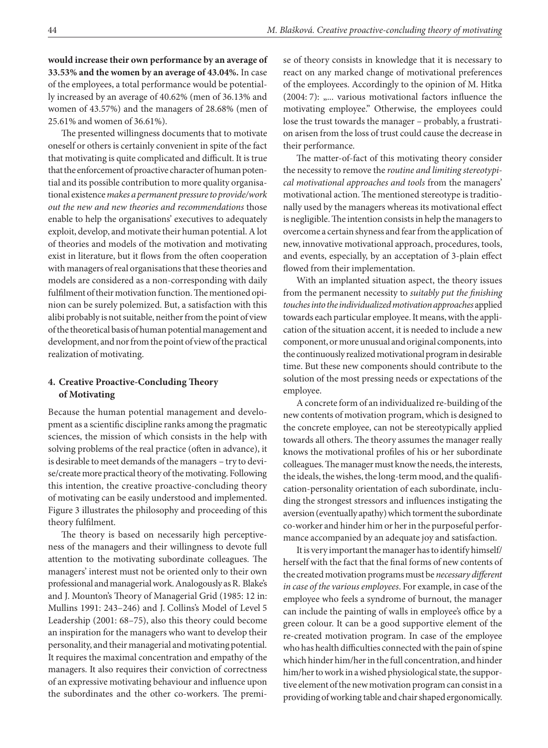**would increase their own performance by an average of 33.53% and the women by an average of 43.04%.** In case of the employees, a total performance would be potentially increased by an average of 40.62% (men of 36.13% and women of 43.57%) and the managers of 28.68% (men of 25.61% and women of 36.61%).

The presented willingness documents that to motivate oneself or others is certainly convenient in spite of the fact that motivating is quite complicated and difficult. It is true that the enforcement of proactive character of human potential and its possible contribution to more quality organisational existence *makes a permanent pressure to provide/work out the new and new theories and recommendations* those enable to help the organisations' executives to adequately exploit, develop, and motivate their human potential. A lot of theories and models of the motivation and motivating exist in literature, but it flows from the often cooperation with managers of real organisations that these theories and models are considered as a non-corresponding with daily fulfilment of their motivation function. The mentioned opinion can be surely polemized. But, a satisfaction with this alibi probably is not suitable, neither from the point of view of the theoretical basis of human potential management and development, and nor from the point of view of the practical realization of motivating.

## 4. Creative Proactive-Concluding Theory of Motivating

Because the human potential management and development as a scientific discipline ranks among the pragmatic sciences, the mission of which consists in the help with solving problems of the real practice (often in advance), it is desirable to meet demands of the managers – try to devise/create more practical theory of the motivating. Following this intention, the creative proactive-concluding theory of motivating can be easily understood and implemented. Figure 3 illustrates the philosophy and proceeding of this theory fulfilment.

The theory is based on necessarily high perceptiveness of the managers and their willingness to devote full attention to the motivating subordinate colleagues. The managers' interest must not be oriented only to their own professional and managerial work. Analogously as R. Blake's and J. Mounton's Theory of Managerial Grid (1985: 12 in: Mullins 1991: 243–246) and J. Collins's Model of Level 5 Leadership (2001: 68–75), also this theory could become an inspiration for the managers who want to develop their personality, and their managerial and motivating potential. It requires the maximal concentration and empathy of the managers. It also requires their conviction of correctness of an expressive motivating behaviour and influence upon the subordinates and the other co-workers. The premise of theory consists in knowledge that it is necessary to react on any marked change of motivational preferences of the employees. Accordingly to the opinion of M. Hitka (2004: 7): „... various motivational factors influence the motivating employee." Otherwise, the employees could lose the trust towards the manager – probably, a frustration arisen from the loss of trust could cause the decrease in their performance.

The matter-of-fact of this motivating theory consider the necessity to remove the *routine and limiting stereotypical motivational approaches and tools* from the managers' motivational action. The mentioned stereotype is traditionally used by the managers whereas its motivational effect is negligible. The intention consists in help the managers to overcome a certain shyness and fear from the application of new, innovative motivational approach, procedures, tools, and events, especially, by an acceptation of 3-plain effect flowed from their implementation.

With an implanted situation aspect, the theory issues from the permanent necessity to *suitably put the finishing touches into the individualized motivation approaches* applied towards each particular employee. It means, with the application of the situation accent, it is needed to include a new component, or more unusual and original components, into the continuously realized motivational program in desirable time. But these new components should contribute to the solution of the most pressing needs or expectations of the employee.

A concrete form of an individualized re-building of the new contents of motivation program, which is designed to the concrete employee, can not be stereotypically applied towards all others. The theory assumes the manager really knows the motivational profiles of his or her subordinate colleagues. The manager must know the needs, the interests, the ideals, the wishes, the long-term mood, and the qualification-personality orientation of each subordinate, including the strongest stressors and influences instigating the aversion (eventually apathy) which torment the subordinate co-worker and hinder him or her in the purposeful performance accompanied by an adequate joy and satisfaction.

It is very important the manager has to identify himself/herself with the fact that the final forms of new contents of the created motivation programs must be *necessary different in case of the various employees*. For example, in case of the employee who feels a syndrome of burnout, the manager can include the painting of walls in employee's office by a green colour. It can be a good supportive element of the re-created motivation program. In case of the employee who has health difficulties connected with the pain of spine which hinder him/her in the full concentration, and hinder him/her to work in a wished physiological state, the supportive element of the new motivation program can consist in a providing of working table and chair shaped ergonomically.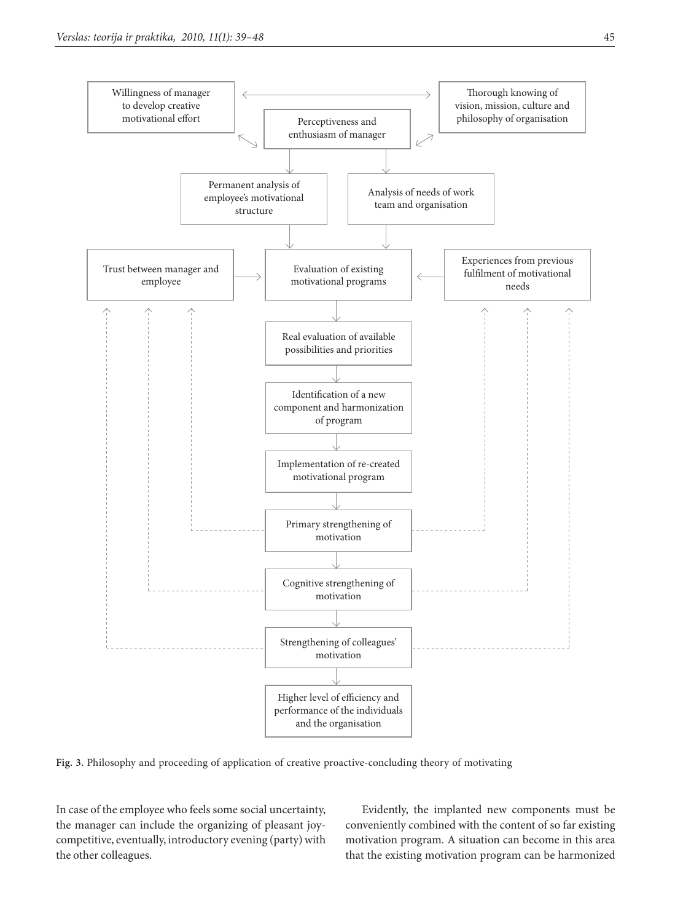Willingness of manager to develop creative motivational effort

Thorough knowing of vision, mission, culture and philosophy of organisation

Perceptiveness and enthusiasm of manager

Permanent analysis of employee's motivational structure

Analysis of needs of work team and organisation

Trust between manager and employee

Evaluation of existing motivational programs

Experiences from previous fulfilment of motivational needs

Real evaluation of available possibilities and priorities

Identification of a new component and harmonization of program

Implementation of re-created motivational program

Primary strengthening of motivation

Cognitive strengthening of motivation

Strengthening of colleagues' motivation

Higher level of efficiency and performance of the individuals and the organisation

**Fig. 3.** Philosophy and proceeding of application of creative proactive-concluding theory of motivating

In case of the employee who feels some social uncertainty, the manager can include the organizing of pleasant joy-competitive, eventually, introductory evening (party) with the other colleagues.

Evidently, the implanted new components must be conveniently combined with the content of so far existing motivation program. A situation can become in this area that the existing motivation program can be harmonized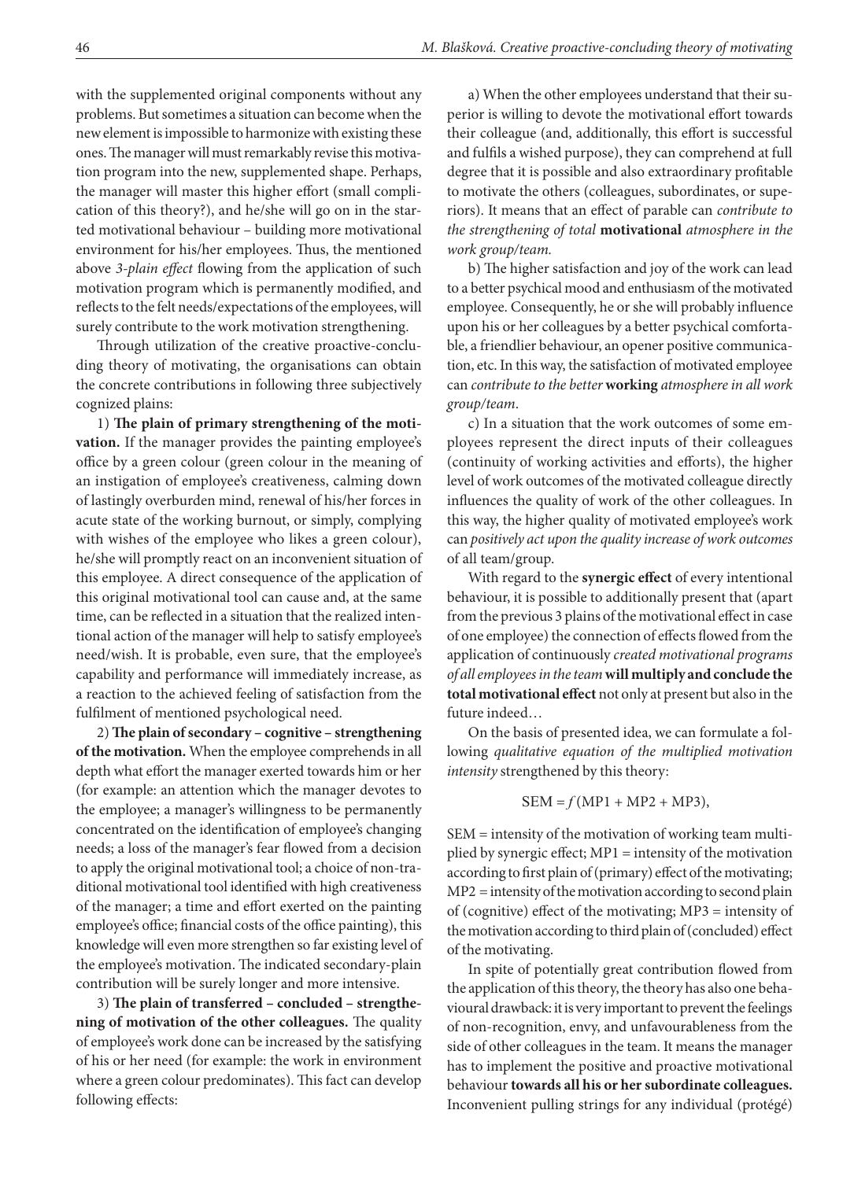with the supplemented original components without any problems. But sometimes a situation can become when the new element is impossible to harmonize with existing these ones. The manager will must remarkably revise this motivation program into the new, supplemented shape. Perhaps, the manager will master this higher effort (small complication of this theory?), and he/she will go on in the started motivational behaviour – building more motivational environment for his/her employees. Thus, the mentioned above *3-plain effect* flowing from the application of such motivation program which is permanently modified, and reflects to the felt needs/expectations of the employees, will surely contribute to the work motivation strengthening.

Through utilization of the creative proactive-concluding theory of motivating, the organisations can obtain the concrete contributions in following three subjectively cognized plains:

1) **The plain of primary strengthening of the motivation.** If the manager provides the painting employee's office by a green colour (green colour in the meaning of an instigation of employee's creativeness, calming down of lastingly overburden mind, renewal of his/her forces in acute state of the working burnout, or simply, complying with wishes of the employee who likes a green colour), he/she will promptly react on an inconvenient situation of this employee. A direct consequence of the application of this original motivational tool can cause and, at the same time, can be reflected in a situation that the realized intentional action of the manager will help to satisfy employee's need/wish. It is probable, even sure, that the employee's capability and performance will immediately increase, as a reaction to the achieved feeling of satisfaction from the fulfilment of mentioned psychological need.

2) **The plain of secondary – cognitive – strengthening of the motivation.** When the employee comprehends in all depth what effort the manager exerted towards him or her (for example: an attention which the manager devotes to the employee; a manager's willingness to be permanently concentrated on the identification of employee's changing needs; a loss of the manager's fear flowed from a decision to apply the original motivational tool; a choice of non-traditional motivational tool identified with high creativeness of the manager; a time and effort exerted on the painting employee's office; financial costs of the office painting), this knowledge will even more strengthen so far existing level of the employee's motivation. The indicated secondary-plain contribution will be surely longer and more intensive.

3) **The plain of transferred – concluded – strengthening of motivation of the other colleagues.** The quality of employee's work done can be increased by the satisfying of his or her need (for example: the work in environment where a green colour predominates). This fact can develop following effects:

a) When the other employees understand that their superior is willing to devote the motivational effort towards their colleague (and, additionally, this effort is successful and fulfils a wished purpose), they can comprehend at full degree that it is possible and also extraordinary profitable to motivate the others (colleagues, subordinates, or superiors). It means that an effect of parable can *contribute to the strengthening of total* **motivational** *atmosphere in the work group/team.*

b) The higher satisfaction and joy of the work can lead to a better psychical mood and enthusiasm of the motivated employee. Consequently, he or she will probably influence upon his or her colleagues by a better psychical comfortable, a friendlier behaviour, an opener positive communication, etc. In this way, the satisfaction of motivated employee can *contribute to the better* **working** *atmosphere in all work group/team*.

c) In a situation that the work outcomes of some employees represent the direct inputs of their colleagues (continuity of working activities and efforts), the higher level of work outcomes of the motivated colleague directly influences the quality of work of the other colleagues. In this way, the higher quality of motivated employee's work can *positively act upon the quality increase of work outcomes* of all team/group.

With regard to the **synergic effect** of every intentional behaviour, it is possible to additionally present that (apart from the previous 3 plains of the motivational effect in case of one employee) the connection of effects flowed from the application of continuously *created motivational programs of all employees in the team* **will multiply and conclude the total motivational effect** not only at present but also in the future indeed…

On the basis of presented idea, we can formulate a following *qualitative equation of the multiplied motivation intensity* strengthened by this theory:

$$\mathrm{SEM} = f\,(\mathrm{MP1} + \mathrm{MP2} + \mathrm{MP3}),$$

SEM = intensity of the motivation of working team multiplied by synergic effect; MP1 = intensity of the motivation according to first plain of (primary) effect of the motivating; MP2 = intensity of the motivation according to second plain of (cognitive) effect of the motivating; MP3 = intensity of the motivation according to third plain of (concluded) effect of the motivating.

In spite of potentially great contribution flowed from the application of this theory, the theory has also one behavioural drawback: it is very important to prevent the feelings of non-recognition, envy, and unfavourableness from the side of other colleagues in the team. It means the manager has to implement the positive and proactive motivational behaviour **towards all his or her subordinate colleagues.** Inconvenient pulling strings for any individual (protégé)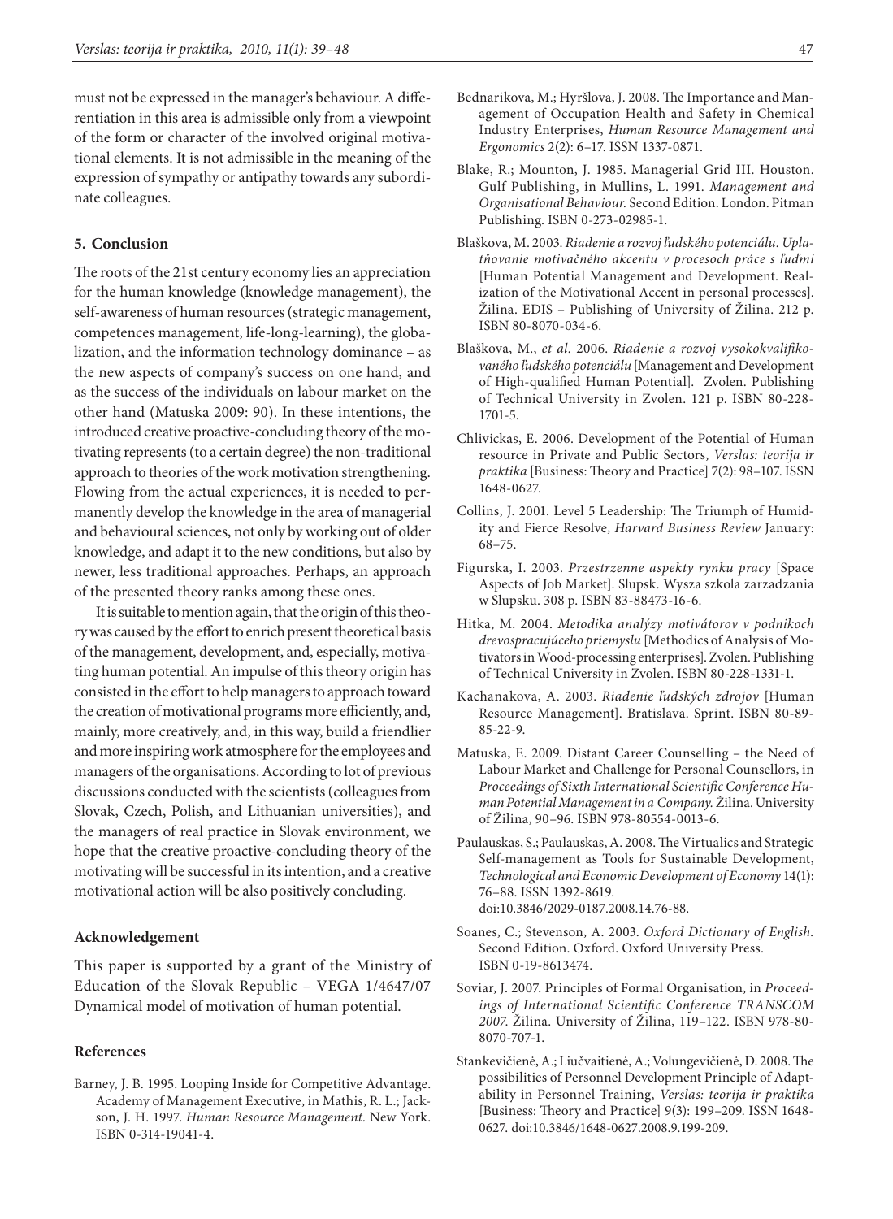must not be expressed in the manager's behaviour. A differentiation in this area is admissible only from a viewpoint of the form or character of the involved original motivational elements. It is not admissible in the meaning of the expression of sympathy or antipathy towards any subordinate colleagues.

## 5. Conclusion

The roots of the 21st century economy lies an appreciation for the human knowledge (knowledge management), the self-awareness of human resources (strategic management, competences management, life-long-learning), the globalization, and the information technology dominance – as the new aspects of company's success on one hand, and as the success of the individuals on labour market on the other hand (Matuska 2009: 90). In these intentions, the introduced creative proactive-concluding theory of the motivating represents (to a certain degree) the non-traditional approach to theories of the work motivation strengthening. Flowing from the actual experiences, it is needed to permanently develop the knowledge in the area of managerial and behavioural sciences, not only by working out of older knowledge, and adapt it to the new conditions, but also by newer, less traditional approaches. Perhaps, an approach of the presented theory ranks among these ones.

It is suitable to mention again, that the origin of this theory was caused by the effort to enrich present theoretical basis of the management, development, and, especially, motivating human potential. An impulse of this theory origin has consisted in the effort to help managers to approach toward the creation of motivational programs more efficiently, and, mainly, more creatively, and, in this way, build a friendlier and more inspiring work atmosphere for the employees and managers of the organisations. According to lot of previous discussions conducted with the scientists (colleagues from Slovak, Czech, Polish, and Lithuanian universities), and the managers of real practice in Slovak environment, we hope that the creative proactive-concluding theory of the motivating will be successful in its intention, and a creative motivational action will be also positively concluding.

### Acknowledgement

This paper is supported by a grant of the Ministry of Education of the Slovak Republic – VEGA 1/4647/07 Dynamical model of motivation of human potential.

### References

Barney, J. B. 1995. Looping Inside for Competitive Advantage. Academy of Management Executive, in Mathis, R. L.; Jackson, J. H. 1997. *Human Resource Management.* New York. ISBN 0-314-19041-4.

Bednarikova, M.; Hyršlova, J. 2008. The Importance and Management of Occupation Health and Safety in Chemical Industry Enterprises, *Human Resource Management and Ergonomics* 2(2): 6–17. ISSN 1337-0871.

Blake, R.; Mounton, J. 1985. Managerial Grid III. Houston. Gulf Publishing, in Mullins, L. 1991. *Management and Organisational Behaviour.* Second Edition. London. Pitman Publishing. ISBN 0-273-02985-1.

Blaškova, M. 2003. *Riadenie a rozvoj ľudského potenciálu. Uplatňovanie motivačného akcentu v procesoch práce s ľuďmi* [Human Potential Management and Development. Realization of the Motivational Accent in personal processes]. Žilina. EDIS – Publishing of University of Žilina. 212 p. ISBN 80-8070-034-6.

Blaškova, M., *et al.* 2006. *Riadenie a rozvoj vysokokvalifikovaného ľudského potenciálu* [Management and Development of High-qualified Human Potential]. Zvolen. Publishing of Technical University in Zvolen. 121 p. ISBN 80-228-1701-5.

Chlivickas, E. 2006. Development of the Potential of Human resource in Private and Public Sectors, *Verslas: teorija ir praktika* [Business: Theory and Practice] 7(2): 98–107. ISSN 1648-0627.

Collins, J. 2001. Level 5 Leadership: The Triumph of Humidity and Fierce Resolve, *Harvard Business Review* January: 68–75.

Figurska, I. 2003. *Przestrzenne aspekty rynku pracy* [Space Aspects of Job Market]. Slupsk. Wysza szkola zarzadzania w Slupsku. 308 p. ISBN 83-88473-16-6.

Hitka, M. 2004. *Metodika analýzy motivátorov v podnikoch drevospracujúceho priemyslu* [Methodics of Analysis of Motivators in Wood-processing enterprises]. Zvolen. Publishing of Technical University in Zvolen. ISBN 80-228-1331-1.

Kachanakova, A. 2003. *Riadenie ľudských zdrojov* [Human Resource Management]. Bratislava. Sprint. ISBN 80-89-85-22-9.

Matuska, E. 2009. Distant Career Counselling – the Need of Labour Market and Challenge for Personal Counsellors, in *Proceedings of Sixth International Scientific Conference Human Potential Management in a Company.* Žilina. University of Žilina, 90–96. ISBN 978-80554-0013-6.

Paulauskas, S.; Paulauskas, A. 2008. The Virtualics and Strategic Self-management as Tools for Sustainable Development, *Technological and Economic Development of Economy* 14(1): 76–88. ISSN 1392-8619. doi:10.3846/2029-0187.2008.14.76-88.

Soanes, C.; Stevenson, A. 2003. *Oxford Dictionary of English.* Second Edition. Oxford. Oxford University Press. ISBN 0-19-8613474.

Soviar, J. 2007. Principles of Formal Organisation, in *Proceedings of International Scientific Conference TRANSCOM 2007.* Žilina. University of Žilina, 119–122. ISBN 978-80-8070-707-1.

Stankevičienė, A.; Liučvaitienė, A.; Volungevičienė, D. 2008. The possibilities of Personnel Development Principle of Adaptability in Personnel Training, *Verslas: teorija ir praktika* [Business: Theory and Practice] 9(3): 199–209. ISSN 1648-0627. doi:10.3846/1648-0627.2008.9.199-209.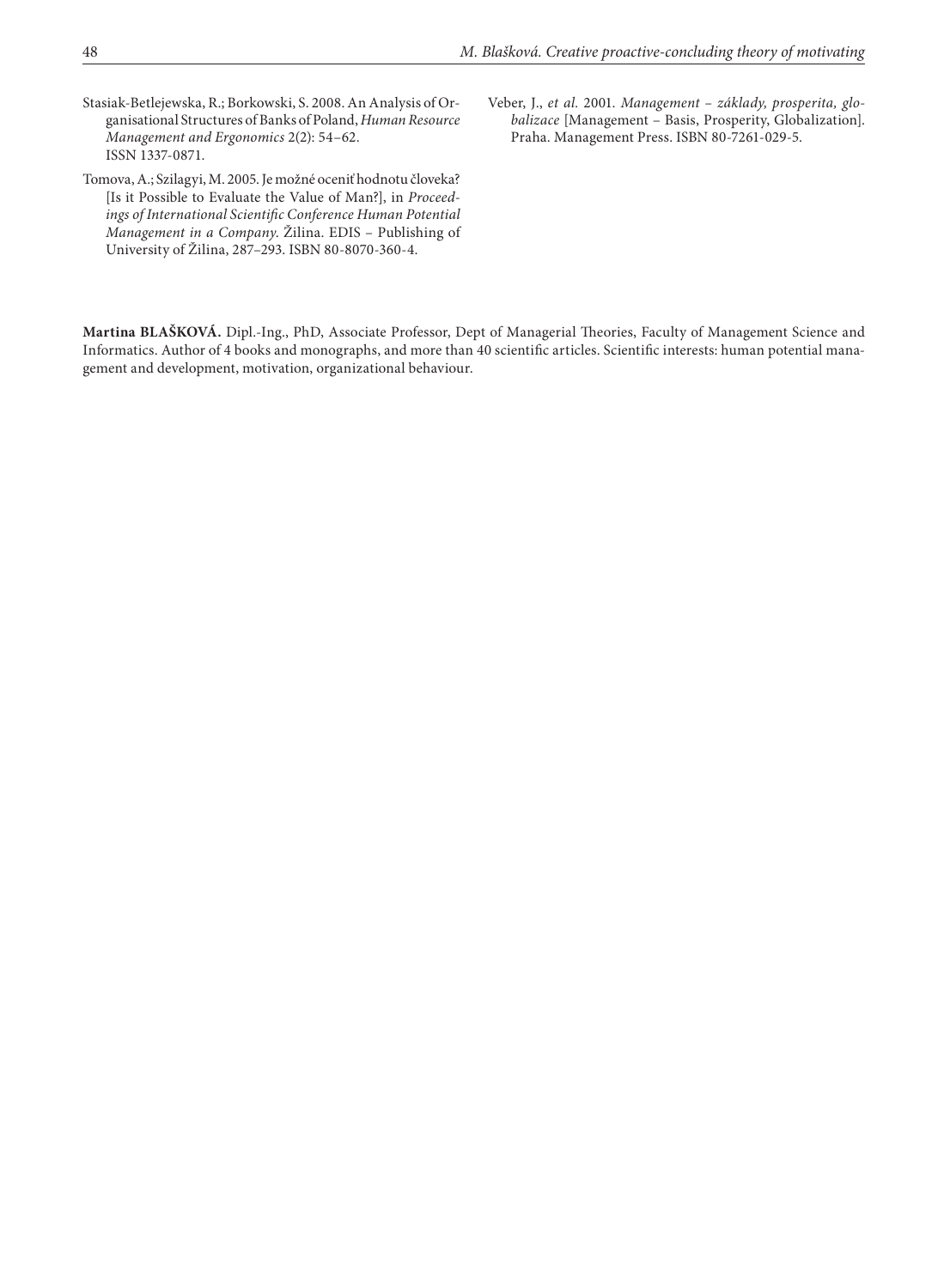Stasiak-Betlejewska, R.; Borkowski, S. 2008. An Analysis of Organisational Structures of Banks of Poland, *Human Resource Management and Ergonomics* 2(2): 54–62. ISSN 1337-0871.

Tomova, A.; Szilagyi, M. 2005. Je možné oceniť hodnotu človeka? [Is it Possible to Evaluate the Value of Man?], in *Proceedings of International Scientific Conference Human Potential Management in a Company*. Žilina. EDIS – Publishing of University of Žilina, 287–293. ISBN 80-8070-360-4.

Veber, J., *et al.* 2001. *Management – základy, prosperita, globalizace* [Management – Basis, Prosperity, Globalization]. Praha. Management Press. ISBN 80-7261-029-5.

**Martina BLAŠKOVÁ.** Dipl.-Ing., PhD, Associate Professor, Dept of Managerial Theories, Faculty of Management Science and Informatics. Author of 4 books and monographs, and more than 40 scientific articles. Scientific interests: human potential management and development, motivation, organizational behaviour.